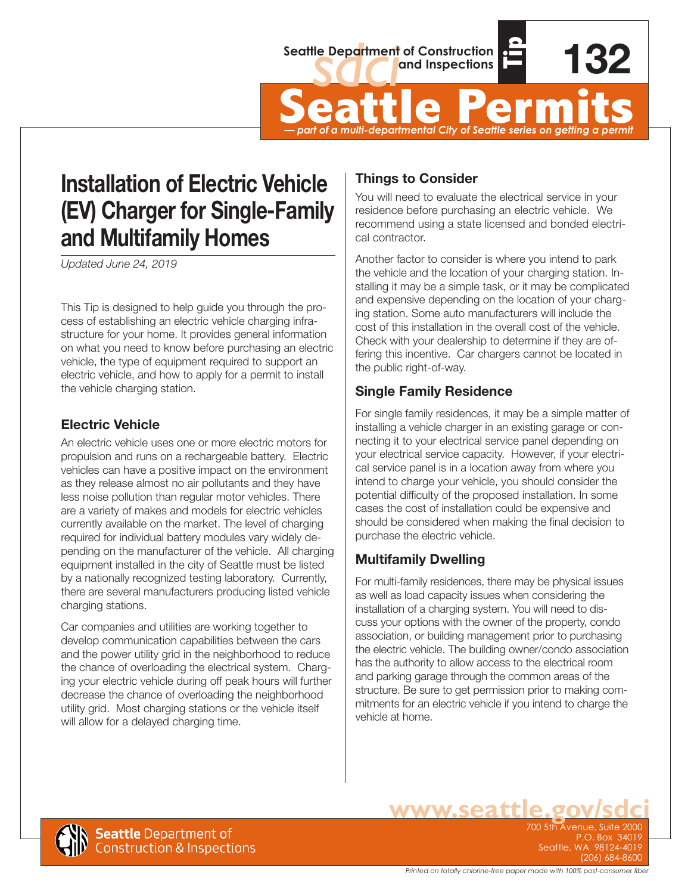Seattle Department of Construction and Inspections

Tip 132

# Seattle Permits

*— part of a multi-departmental City of Seattle series on getting a permit*

## Installation of Electric Vehicle (EV) Charger for Single-Family and Multifamily Homes

*Updated June 24, 2019*

This Tip is designed to help guide you through the process of establishing an electric vehicle charging infrastructure for your home. It provides general information on what you need to know before purchasing an electric vehicle, the type of equipment required to support an electric vehicle, and how to apply for a permit to install the vehicle charging station.

### Electric Vehicle

An electric vehicle uses one or more electric motors for propulsion and runs on a rechargeable battery. Electric vehicles can have a positive impact on the environment as they release almost no air pollutants and they have less noise pollution than regular motor vehicles. There are a variety of makes and models for electric vehicles currently available on the market. The level of charging required for individual battery modules vary widely depending on the manufacturer of the vehicle. All charging equipment installed in the city of Seattle must be listed by a nationally recognized testing laboratory. Currently, there are several manufacturers producing listed vehicle charging stations.

Car companies and utilities are working together to develop communication capabilities between the cars and the power utility grid in the neighborhood to reduce the chance of overloading the electrical system. Charging your electric vehicle during off peak hours will further decrease the chance of overloading the neighborhood utility grid. Most charging stations or the vehicle itself will allow for a delayed charging time.

### Things to Consider

You will need to evaluate the electrical service in your residence before purchasing an electric vehicle. We recommend using a state licensed and bonded electrical contractor.

Another factor to consider is where you intend to park the vehicle and the location of your charging station. Installing it may be a simple task, or it may be complicated and expensive depending on the location of your charging station. Some auto manufacturers will include the cost of this installation in the overall cost of the vehicle. Check with your dealership to determine if they are offering this incentive. Car chargers cannot be located in the public right-of-way.

### Single Family Residence

For single family residences, it may be a simple matter of installing a vehicle charger in an existing garage or connecting it to your electrical service panel depending on your electrical service capacity. However, if your electrical service panel is in a location away from where you intend to charge your vehicle, you should consider the potential difficulty of the proposed installation. In some cases the cost of installation could be expensive and should be considered when making the final decision to purchase the electric vehicle.

### Multifamily Dwelling

For multi-family residences, there may be physical issues as well as load capacity issues when considering the installation of a charging system. You will need to discuss your options with the owner of the property, condo association, or building management prior to purchasing the electric vehicle. The building owner/condo association has the authority to allow access to the electrical room and parking garage through the common areas of the structure. Be sure to get permission prior to making commitments for an electric vehicle if you intend to charge the vehicle at home.

**www.seattle.gov/sdci**

Seattle Department of Construction & Inspections

700 5th Avenue, Suite 2000
P.O. Box 34019
Seattle, WA 98124-4019
(206) 684-8600

*Printed on totally chlorine-free paper made with 100% post-consumer fiber*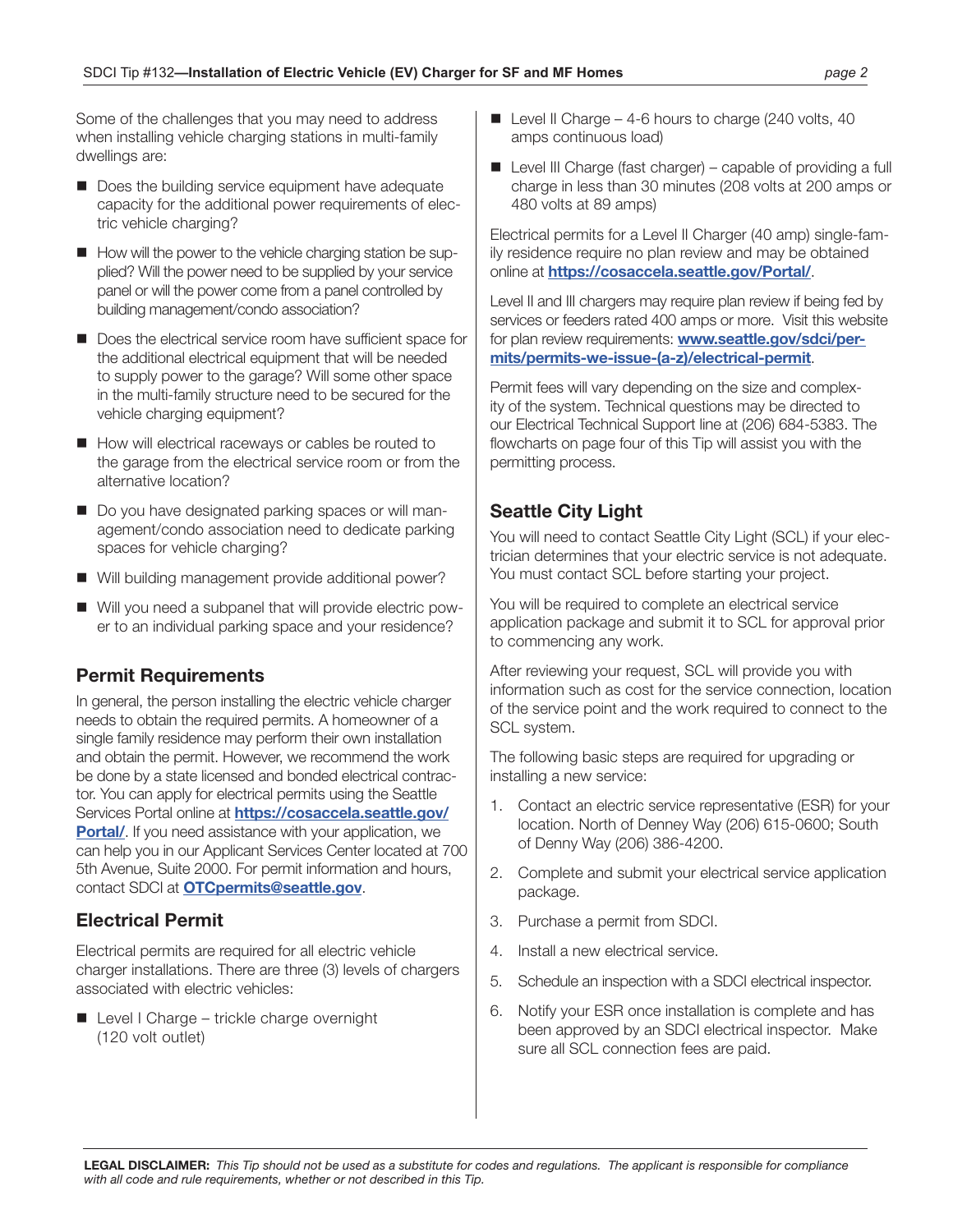Some of the challenges that you may need to address when installing vehicle charging stations in multi-family dwellings are:

- Does the building service equipment have adequate capacity for the additional power requirements of electric vehicle charging?
- How will the power to the vehicle charging station be supplied? Will the power need to be supplied by your service panel or will the power come from a panel controlled by building management/condo association?
- Does the electrical service room have sufficient space for the additional electrical equipment that will be needed to supply power to the garage? Will some other space in the multi-family structure need to be secured for the vehicle charging equipment?
- How will electrical raceways or cables be routed to the garage from the electrical service room or from the alternative location?
- Do you have designated parking spaces or will management/condo association need to dedicate parking spaces for vehicle charging?
- Will building management provide additional power?
- Will you need a subpanel that will provide electric power to an individual parking space and your residence?

## Permit Requirements

In general, the person installing the electric vehicle charger needs to obtain the required permits. A homeowner of a single family residence may perform their own installation and obtain the permit. However, we recommend the work be done by a state licensed and bonded electrical contractor. You can apply for electrical permits using the Seattle Services Portal online at **https://cosaccela.seattle.gov/Portal/**. If you need assistance with your application, we can help you in our Applicant Services Center located at 700 5th Avenue, Suite 2000. For permit information and hours, contact SDCI at **OTCpermits@seattle.gov**.

## Electrical Permit

Electrical permits are required for all electric vehicle charger installations. There are three (3) levels of chargers associated with electric vehicles:

- Level I Charge – trickle charge overnight (120 volt outlet)
- Level II Charge – 4-6 hours to charge (240 volts, 40 amps continuous load)
- Level III Charge (fast charger) – capable of providing a full charge in less than 30 minutes (208 volts at 200 amps or 480 volts at 89 amps)

Electrical permits for a Level II Charger (40 amp) single-family residence require no plan review and may be obtained online at **https://cosaccela.seattle.gov/Portal/**.

Level II and III chargers may require plan review if being fed by services or feeders rated 400 amps or more. Visit this website for plan review requirements: **www.seattle.gov/sdci/permits/permits-we-issue-(a-z)/electrical-permit**.

Permit fees will vary depending on the size and complexity of the system. Technical questions may be directed to our Electrical Technical Support line at (206) 684-5383. The flowcharts on page four of this Tip will assist you with the permitting process.

## Seattle City Light

You will need to contact Seattle City Light (SCL) if your electrician determines that your electric service is not adequate. You must contact SCL before starting your project.

You will be required to complete an electrical service application package and submit it to SCL for approval prior to commencing any work.

After reviewing your request, SCL will provide you with information such as cost for the service connection, location of the service point and the work required to connect to the SCL system.

The following basic steps are required for upgrading or installing a new service:

1. Contact an electric service representative (ESR) for your location. North of Denney Way (206) 615-0600; South of Denny Way (206) 386-4200.
2. Complete and submit your electrical service application package.
3. Purchase a permit from SDCI.
4. Install a new electrical service.
5. Schedule an inspection with a SDCI electrical inspector.
6. Notify your ESR once installation is complete and has been approved by an SDCI electrical inspector. Make sure all SCL connection fees are paid.

**LEGAL DISCLAIMER:** *This Tip should not be used as a substitute for codes and regulations. The applicant is responsible for compliance with all code and rule requirements, whether or not described in this Tip.*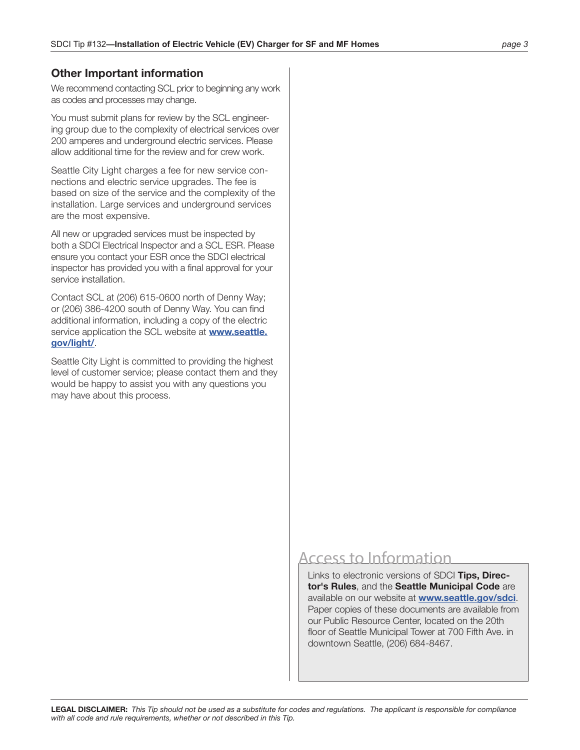## Other Important information

We recommend contacting SCL prior to beginning any work as codes and processes may change.

You must submit plans for review by the SCL engineering group due to the complexity of electrical services over 200 amperes and underground electric services. Please allow additional time for the review and for crew work.

Seattle City Light charges a fee for new service connections and electric service upgrades. The fee is based on size of the service and the complexity of the installation. Large services and underground services are the most expensive.

All new or upgraded services must be inspected by both a SDCI Electrical Inspector and a SCL ESR. Please ensure you contact your ESR once the SDCI electrical inspector has provided you with a final approval for your service installation.

Contact SCL at (206) 615-0600 north of Denny Way; or (206) 386-4200 south of Denny Way. You can find additional information, including a copy of the electric service application the SCL website at **www.seattle.gov/light/**.

Seattle City Light is committed to providing the highest level of customer service; please contact them and they would be happy to assist you with any questions you may have about this process.

## Access to Information

Links to electronic versions of SDCI **Tips, Director's Rules**, and the **Seattle Municipal Code** are available on our website at **www.seattle.gov/sdci**. Paper copies of these documents are available from our Public Resource Center, located on the 20th floor of Seattle Municipal Tower at 700 Fifth Ave. in downtown Seattle, (206) 684-8467.

**LEGAL DISCLAIMER:** *This Tip should not be used as a substitute for codes and regulations. The applicant is responsible for compliance with all code and rule requirements, whether or not described in this Tip.*